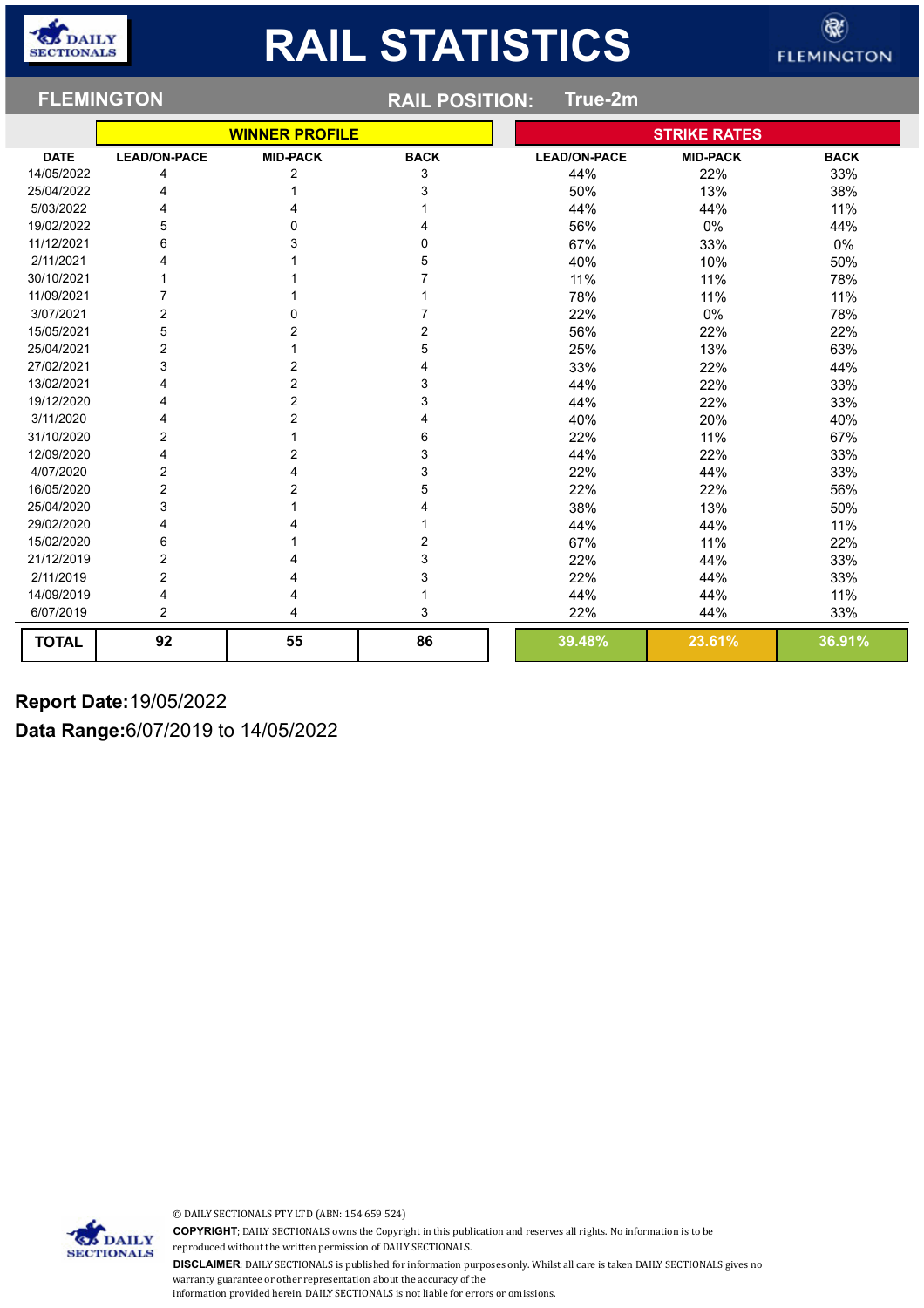# RAIL STATISTICS

**FLEMINGTON** — **RAIL POSITION:** True-2m

| DATE | WINNER PROFILE | | | STRIKE RATES | | |
|---|---|---|---|---|---|---|
| | LEAD/ON-PACE | MID-PACK | BACK | LEAD/ON-PACE | MID-PACK | BACK |
| 14/05/2022 | 4 | 2 | 3 | 44% | 22% | 33% |
| 25/04/2022 | 4 | 1 | 3 | 50% | 13% | 38% |
| 5/03/2022 | 4 | 4 | 1 | 44% | 44% | 11% |
| 19/02/2022 | 5 | 0 | 4 | 56% | 0% | 44% |
| 11/12/2021 | 6 | 3 | 0 | 67% | 33% | 0% |
| 2/11/2021 | 4 | 1 | 5 | 40% | 10% | 50% |
| 30/10/2021 | 1 | 1 | 7 | 11% | 11% | 78% |
| 11/09/2021 | 7 | 1 | 1 | 78% | 11% | 11% |
| 3/07/2021 | 2 | 0 | 7 | 22% | 0% | 78% |
| 15/05/2021 | 5 | 2 | 2 | 56% | 22% | 22% |
| 25/04/2021 | 2 | 1 | 5 | 25% | 13% | 63% |
| 27/02/2021 | 3 | 2 | 4 | 33% | 22% | 44% |
| 13/02/2021 | 4 | 2 | 3 | 44% | 22% | 33% |
| 19/12/2020 | 4 | 2 | 3 | 44% | 22% | 33% |
| 3/11/2020 | 4 | 2 | 4 | 40% | 20% | 40% |
| 31/10/2020 | 2 | 1 | 6 | 22% | 11% | 67% |
| 12/09/2020 | 4 | 2 | 3 | 44% | 22% | 33% |
| 4/07/2020 | 2 | 4 | 3 | 22% | 44% | 33% |
| 16/05/2020 | 2 | 2 | 5 | 22% | 22% | 56% |
| 25/04/2020 | 3 | 1 | 4 | 38% | 13% | 50% |
| 29/02/2020 | 4 | 4 | 1 | 44% | 44% | 11% |
| 15/02/2020 | 6 | 1 | 2 | 67% | 11% | 22% |
| 21/12/2019 | 2 | 4 | 3 | 22% | 44% | 33% |
| 2/11/2019 | 2 | 4 | 3 | 22% | 44% | 33% |
| 14/09/2019 | 4 | 4 | 1 | 44% | 44% | 11% |
| 6/07/2019 | 2 | 4 | 3 | 22% | 44% | 33% |
| **TOTAL** | **92** | **55** | **86** | **39.48%** | **23.61%** | **36.91%** |

**Report Date:**19/05/2022

**Data Range:**6/07/2019 to 14/05/2022

© DAILY SECTIONALS PTY LTD (ABN: 154 659 524)

**COPYRIGHT**; DAILY SECTIONALS owns the Copyright in this publication and reserves all rights. No information is to be reproduced without the written permission of DAILY SECTIONALS.

**DISCLAIMER**: DAILY SECTIONALS is published for information purposes only. Whilst all care is taken DAILY SECTIONALS gives no warranty guarantee or other representation about the accuracy of the information provided herein. DAILY SECTIONALS is not liable for errors or omissions.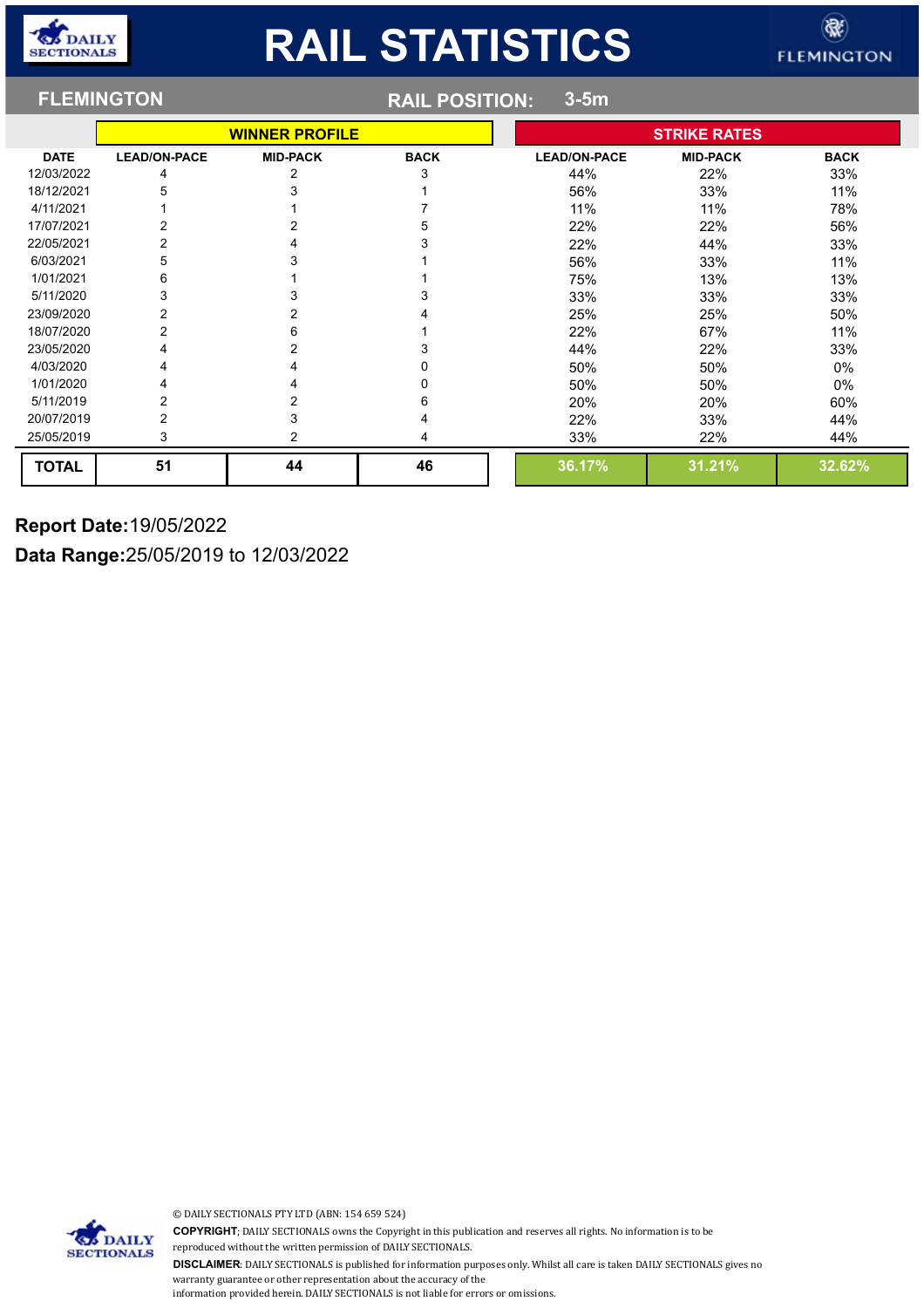# RAIL STATISTICS

**FLEMINGTON** **RAIL POSITION: 3-5m**

| DATE | WINNER PROFILE | | | STRIKE RATES | | |
|---|---|---|---|---|---|---|
| | LEAD/ON-PACE | MID-PACK | BACK | LEAD/ON-PACE | MID-PACK | BACK |
| 12/03/2022 | 4 | 2 | 3 | 44% | 22% | 33% |
| 18/12/2021 | 5 | 3 | 1 | 56% | 33% | 11% |
| 4/11/2021 | 1 | 1 | 7 | 11% | 11% | 78% |
| 17/07/2021 | 2 | 2 | 5 | 22% | 22% | 56% |
| 22/05/2021 | 2 | 4 | 3 | 22% | 44% | 33% |
| 6/03/2021 | 5 | 3 | 1 | 56% | 33% | 11% |
| 1/01/2021 | 6 | 1 | 1 | 75% | 13% | 13% |
| 5/11/2020 | 3 | 3 | 3 | 33% | 33% | 33% |
| 23/09/2020 | 2 | 2 | 4 | 25% | 25% | 50% |
| 18/07/2020 | 2 | 6 | 1 | 22% | 67% | 11% |
| 23/05/2020 | 4 | 2 | 3 | 44% | 22% | 33% |
| 4/03/2020 | 4 | 4 | 0 | 50% | 50% | 0% |
| 1/01/2020 | 4 | 4 | 0 | 50% | 50% | 0% |
| 5/11/2019 | 2 | 2 | 6 | 20% | 20% | 60% |
| 20/07/2019 | 2 | 3 | 4 | 22% | 33% | 44% |
| 25/05/2019 | 3 | 2 | 4 | 33% | 22% | 44% |
| **TOTAL** | **51** | **44** | **46** | **36.17%** | **31.21%** | **32.62%** |

**Report Date:** 19/05/2022

**Data Range:** 25/05/2019 to 12/03/2022

© DAILY SECTIONALS PTY LTD (ABN: 154 659 524)

**COPYRIGHT**; DAILY SECTIONALS owns the Copyright in this publication and reserves all rights. No information is to be reproduced without the written permission of DAILY SECTIONALS.

**DISCLAIMER**: DAILY SECTIONALS is published for information purposes only. Whilst all care is taken DAILY SECTIONALS gives no warranty guarantee or other representation about the accuracy of the information provided herein. DAILY SECTIONALS is not liable for errors or omissions.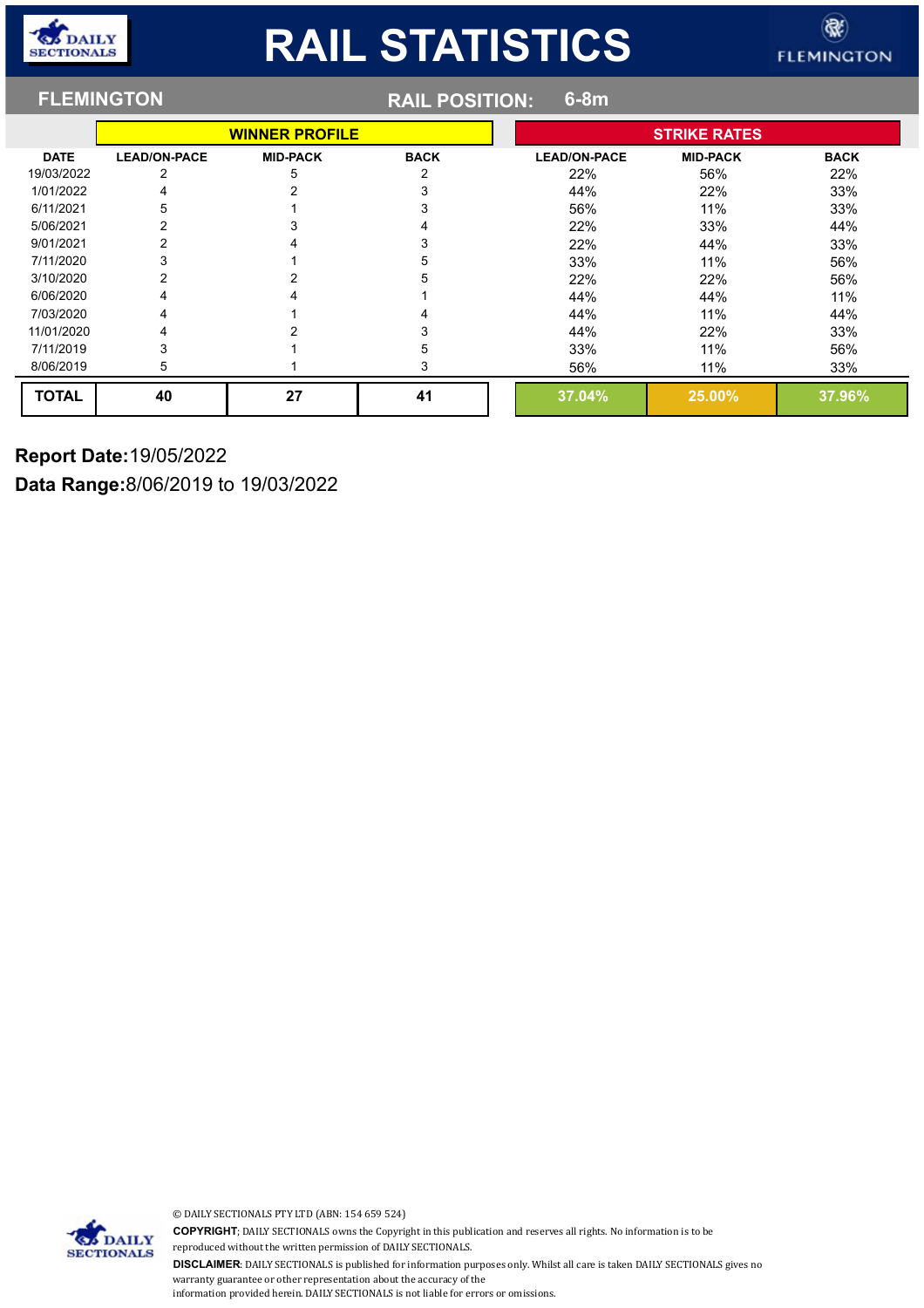# RAIL STATISTICS

## FLEMINGTON

**RAIL POSITION:** 6-8m

| DATE | WINNER PROFILE | | | STRIKE RATES | | |
|---|---|---|---|---|---|---|
| | LEAD/ON-PACE | MID-PACK | BACK | LEAD/ON-PACE | MID-PACK | BACK |
| 19/03/2022 | 2 | 5 | 2 | 22% | 56% | 22% |
| 1/01/2022 | 4 | 2 | 3 | 44% | 22% | 33% |
| 6/11/2021 | 5 | 1 | 3 | 56% | 11% | 33% |
| 5/06/2021 | 2 | 3 | 4 | 22% | 33% | 44% |
| 9/01/2021 | 2 | 4 | 3 | 22% | 44% | 33% |
| 7/11/2020 | 3 | 1 | 5 | 33% | 11% | 56% |
| 3/10/2020 | 2 | 2 | 5 | 22% | 22% | 56% |
| 6/06/2020 | 4 | 4 | 1 | 44% | 44% | 11% |
| 7/03/2020 | 4 | 1 | 4 | 44% | 11% | 44% |
| 11/01/2020 | 4 | 2 | 3 | 44% | 22% | 33% |
| 7/11/2019 | 3 | 1 | 5 | 33% | 11% | 56% |
| 8/06/2019 | 5 | 1 | 3 | 56% | 11% | 33% |
| **TOTAL** | **40** | **27** | **41** | **37.04%** | **25.00%** | **37.96%** |

**Report Date:** 19/05/2022

**Data Range:** 8/06/2019 to 19/03/2022

© DAILY SECTIONALS PTY LTD (ABN: 154 659 524)

**COPYRIGHT**; DAILY SECTIONALS owns the Copyright in this publication and reserves all rights. No information is to be reproduced without the written permission of DAILY SECTIONALS.

**DISCLAIMER**: DAILY SECTIONALS is published for information purposes only. Whilst all care is taken DAILY SECTIONALS gives no warranty guarantee or other representation about the accuracy of the information provided herein. DAILY SECTIONALS is not liable for errors or omissions.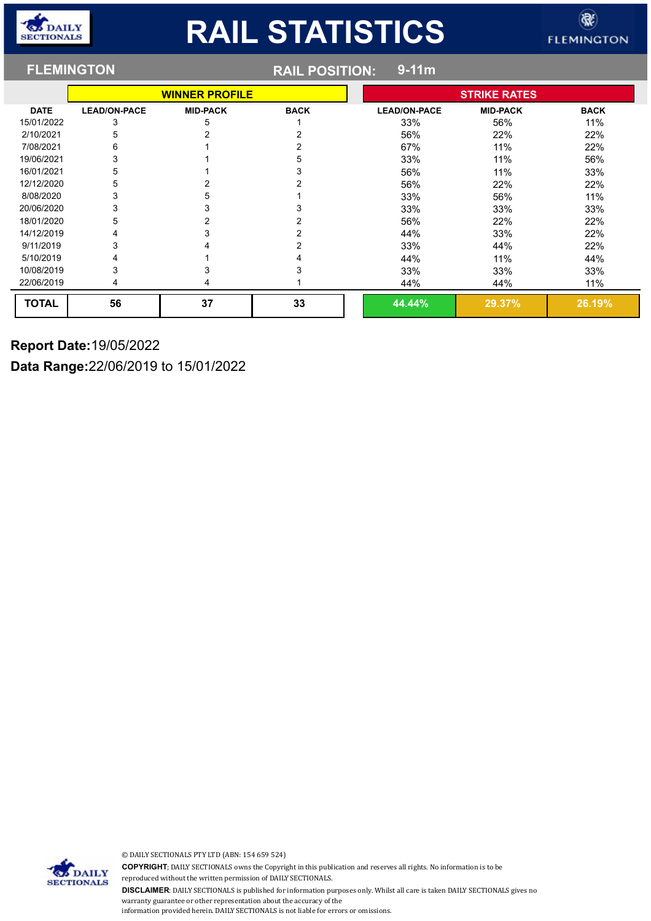# RAIL STATISTICS

**FLEMINGTON** | **RAIL POSITION:** 9-11m

| | WINNER PROFILE | | | STRIKE RATES | | |
|---|---|---|---|---|---|---|
| DATE | LEAD/ON-PACE | MID-PACK | BACK | LEAD/ON-PACE | MID-PACK | BACK |
| 15/01/2022 | 3 | 5 | 1 | 33% | 56% | 11% |
| 2/10/2021 | 5 | 2 | 2 | 56% | 22% | 22% |
| 7/08/2021 | 6 | 1 | 2 | 67% | 11% | 22% |
| 19/06/2021 | 3 | 1 | 5 | 33% | 11% | 56% |
| 16/01/2021 | 5 | 1 | 3 | 56% | 11% | 33% |
| 12/12/2020 | 5 | 2 | 2 | 56% | 22% | 22% |
| 8/08/2020 | 3 | 5 | 1 | 33% | 56% | 11% |
| 20/06/2020 | 3 | 3 | 3 | 33% | 33% | 33% |
| 18/01/2020 | 5 | 2 | 2 | 56% | 22% | 22% |
| 14/12/2019 | 4 | 3 | 2 | 44% | 33% | 22% |
| 9/11/2019 | 3 | 4 | 2 | 33% | 44% | 22% |
| 5/10/2019 | 4 | 1 | 4 | 44% | 11% | 44% |
| 10/08/2019 | 3 | 3 | 3 | 33% | 33% | 33% |
| 22/06/2019 | 4 | 4 | 1 | 44% | 44% | 11% |
| **TOTAL** | **56** | **37** | **33** | **44.44%** | **29.37%** | **26.19%** |

**Report Date:** 19/05/2022

**Data Range:** 22/06/2019 to 15/01/2022

© DAILY SECTIONALS PTY LTD (ABN: 154 659 524)

**COPYRIGHT**; DAILY SECTIONALS owns the Copyright in this publication and reserves all rights. No information is to be reproduced without the written permission of DAILY SECTIONALS.

**DISCLAIMER**: DAILY SECTIONALS is published for information purposes only. Whilst all care is taken DAILY SECTIONALS gives no warranty guarantee or other representation about the accuracy of the information provided herein. DAILY SECTIONALS is not liable for errors or omissions.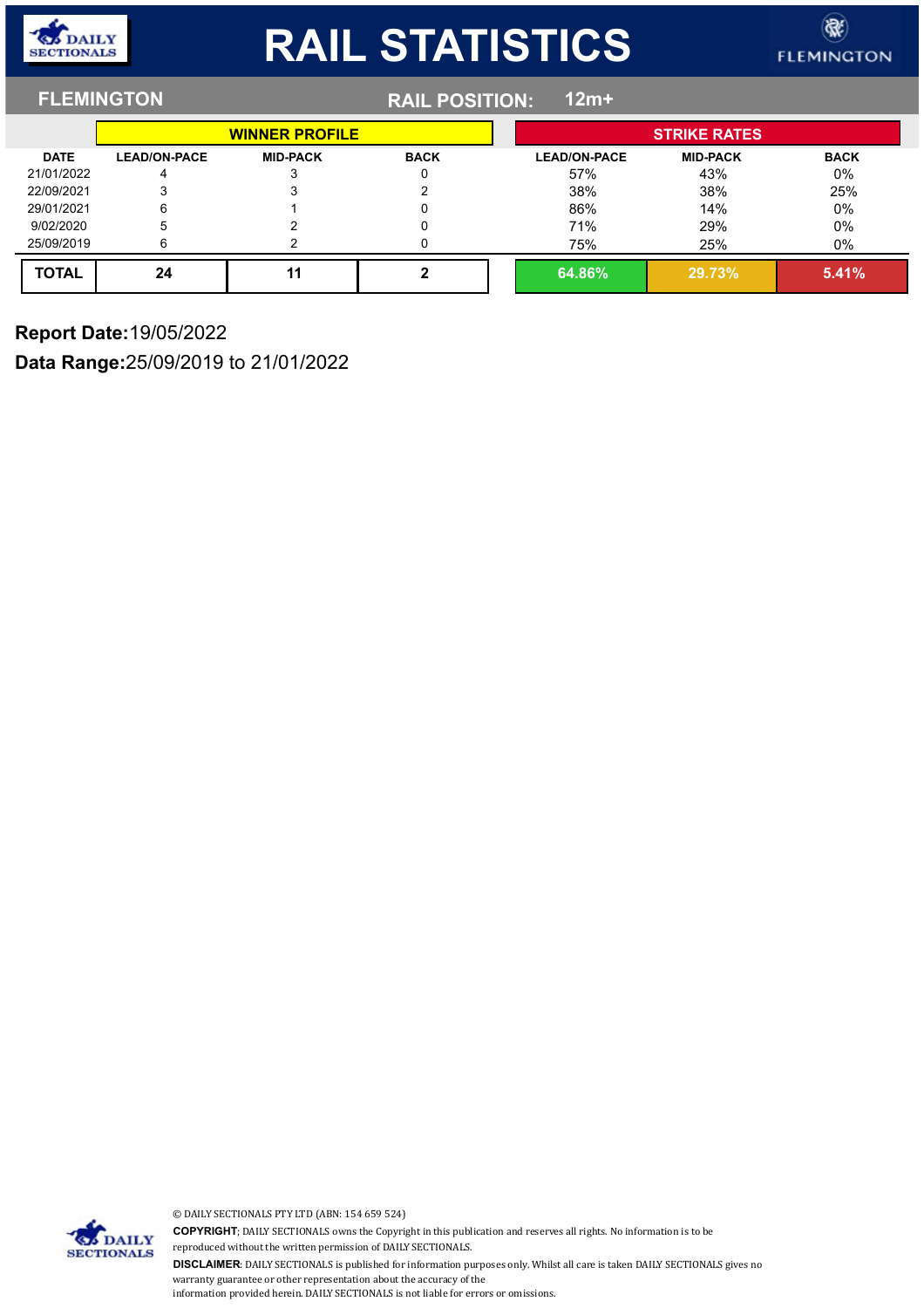# RAIL STATISTICS

## FLEMINGTON — RAIL POSITION: 12m+

| | WINNER PROFILE | | | STRIKE RATES | | |
|---|---|---|---|---|---|---|
| DATE | LEAD/ON-PACE | MID-PACK | BACK | LEAD/ON-PACE | MID-PACK | BACK |
| 21/01/2022 | 4 | 3 | 0 | 57% | 43% | 0% |
| 22/09/2021 | 3 | 3 | 2 | 38% | 38% | 25% |
| 29/01/2021 | 6 | 1 | 0 | 86% | 14% | 0% |
| 9/02/2020 | 5 | 2 | 0 | 71% | 29% | 0% |
| 25/09/2019 | 6 | 2 | 0 | 75% | 25% | 0% |
| **TOTAL** | **24** | **11** | **2** | **64.86%** | **29.73%** | **5.41%** |

**Report Date:**19/05/2022

**Data Range:**25/09/2019 to 21/01/2022

© DAILY SECTIONALS PTY LTD (ABN: 154 659 524)

**COPYRIGHT**; DAILY SECTIONALS owns the Copyright in this publication and reserves all rights. No information is to be reproduced without the written permission of DAILY SECTIONALS.

**DISCLAIMER**: DAILY SECTIONALS is published for information purposes only. Whilst all care is taken DAILY SECTIONALS gives no warranty guarantee or other representation about the accuracy of the information provided herein. DAILY SECTIONALS is not liable for errors or omissions.